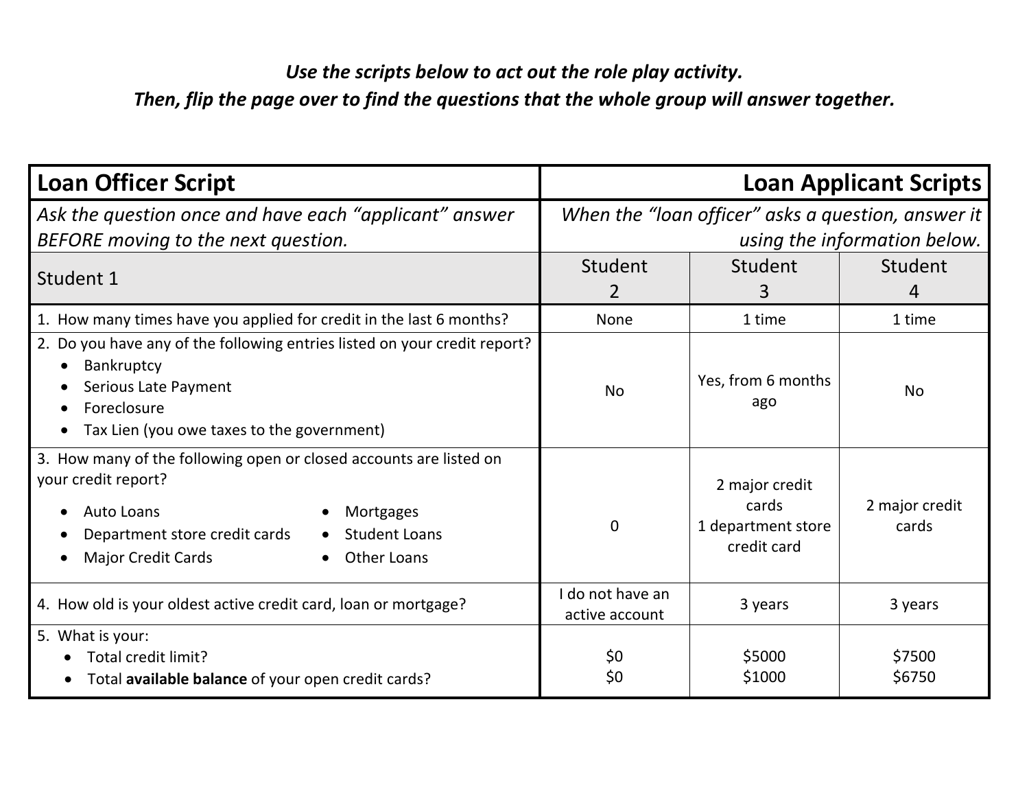***Use the scripts below to act out the role play activity.***
***Then, flip the page over to find the questions that the whole group will answer together.***

| **Loan Officer Script** | **Loan Applicant Scripts** | | |
|---|---|---|---|
| *Ask the question once and have each "applicant" answer BEFORE moving to the next question.* | *When the "loan officer" asks a question, answer it using the information below.* | | |
| Student 1 | Student 2 | Student 3 | Student 4 |
| 1. How many times have you applied for credit in the last 6 months? | None | 1 time | 1 time |
| 2. Do you have any of the following entries listed on your credit report?<br>• Bankruptcy<br>• Serious Late Payment<br>• Foreclosure<br>• Tax Lien (you owe taxes to the government) | No | Yes, from 6 months ago | No |
| 3. How many of the following open or closed accounts are listed on your credit report?<br>• Auto Loans<br>• Department store credit cards<br>• Major Credit Cards<br>• Mortgages<br>• Student Loans<br>• Other Loans | 0 | 2 major credit cards<br>1 department store credit card | 2 major credit cards |
| 4. How old is your oldest active credit card, loan or mortgage? | I do not have an active account | 3 years | 3 years |
| 5. What is your:<br>• Total credit limit?<br>• Total **available balance** of your open credit cards? | \$0<br>\$0 | \$5000<br>\$1000 | \$7500<br>\$6750 |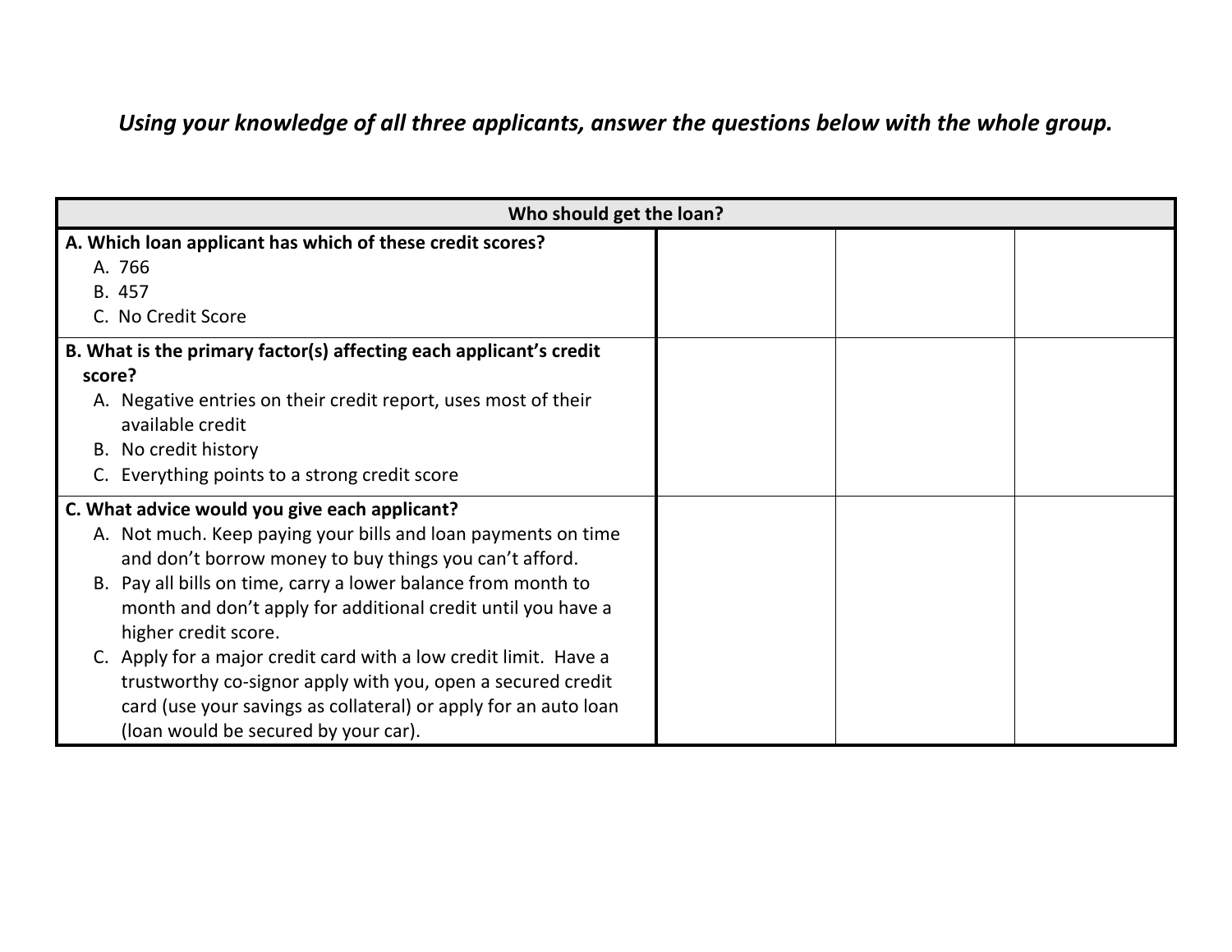*Using your knowledge of all three applicants, answer the questions below with the whole group.*

| Who should get the loan? | | | |
|---|---|---|---|
| **A. Which loan applicant has which of these credit scores?**<br>A. 766<br>B. 457<br>C. No Credit Score | | | |
| **B. What is the primary factor(s) affecting each applicant's credit score?**<br>A. Negative entries on their credit report, uses most of their available credit<br>B. No credit history<br>C. Everything points to a strong credit score | | | |
| **C. What advice would you give each applicant?**<br>A. Not much. Keep paying your bills and loan payments on time and don't borrow money to buy things you can't afford.<br>B. Pay all bills on time, carry a lower balance from month to month and don't apply for additional credit until you have a higher credit score.<br>C. Apply for a major credit card with a low credit limit. Have a trustworthy co-signor apply with you, open a secured credit card (use your savings as collateral) or apply for an auto loan (loan would be secured by your car). | | | |